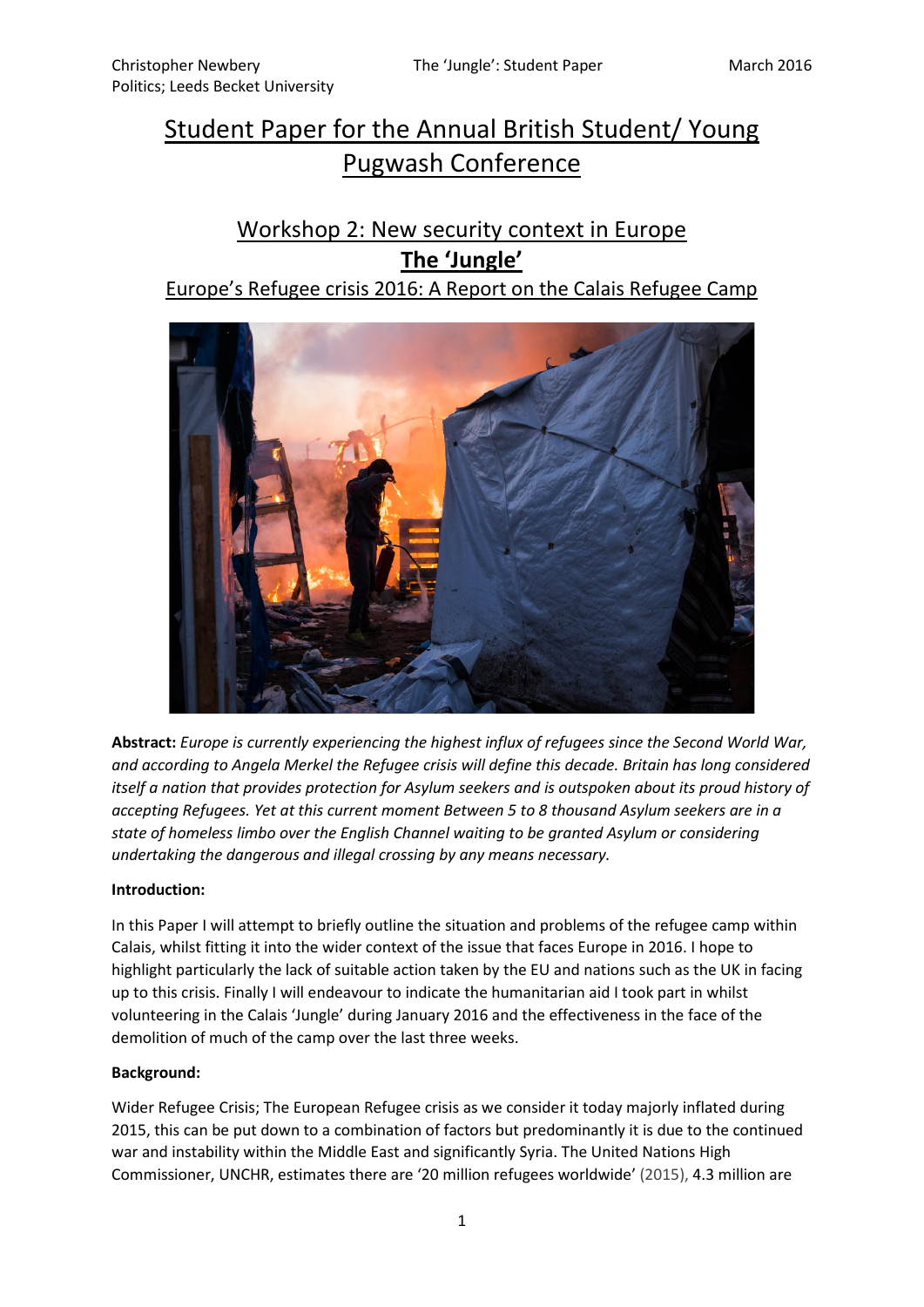# Student Paper for the Annual British Student/ Young Pugwash Conference

## Workshop 2: New security context in Europe

## **The 'Jungle'**

### Europe's Refugee crisis 2016: A Report on the Calais Refugee Camp

**Abstract:** *Europe is currently experiencing the highest influx of refugees since the Second World War, and according to Angela Merkel the Refugee crisis will define this decade. Britain has long considered itself a nation that provides protection for Asylum seekers and is outspoken about its proud history of accepting Refugees. Yet at this current moment Between 5 to 8 thousand Asylum seekers are in a state of homeless limbo over the English Channel waiting to be granted Asylum or considering undertaking the dangerous and illegal crossing by any means necessary.*

**Introduction:**

In this Paper I will attempt to briefly outline the situation and problems of the refugee camp within Calais, whilst fitting it into the wider context of the issue that faces Europe in 2016. I hope to highlight particularly the lack of suitable action taken by the EU and nations such as the UK in facing up to this crisis. Finally I will endeavour to indicate the humanitarian aid I took part in whilst volunteering in the Calais 'Jungle' during January 2016 and the effectiveness in the face of the demolition of much of the camp over the last three weeks.

**Background:**

Wider Refugee Crisis; The European Refugee crisis as we consider it today majorly inflated during 2015, this can be put down to a combination of factors but predominantly it is due to the continued war and instability within the Middle East and significantly Syria. The United Nations High Commissioner, UNCHR, estimates there are '20 million refugees worldwide' (2015), 4.3 million are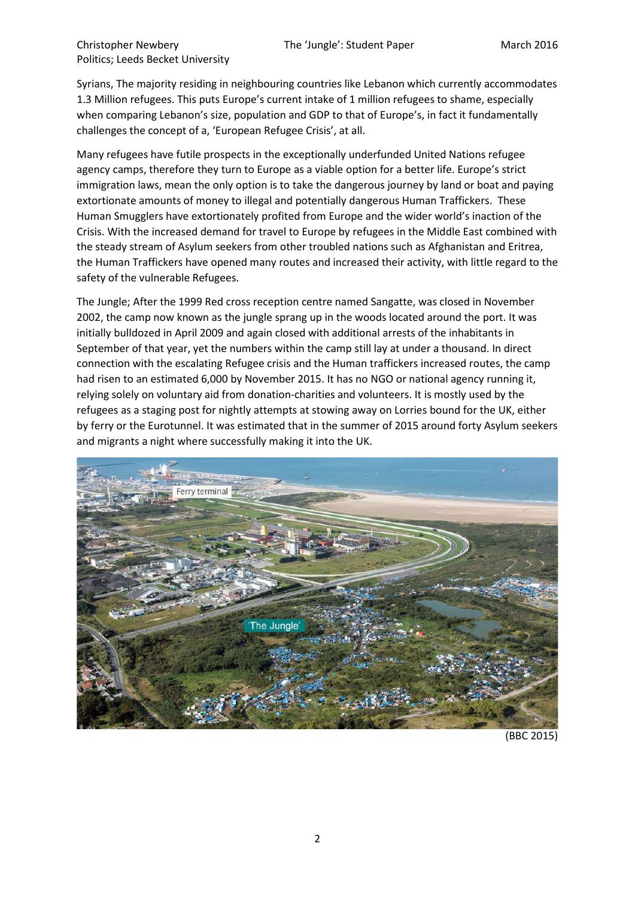Syrians, The majority residing in neighbouring countries like Lebanon which currently accommodates 1.3 Million refugees. This puts Europe's current intake of 1 million refugees to shame, especially when comparing Lebanon's size, population and GDP to that of Europe's, in fact it fundamentally challenges the concept of a, 'European Refugee Crisis', at all.

Many refugees have futile prospects in the exceptionally underfunded United Nations refugee agency camps, therefore they turn to Europe as a viable option for a better life. Europe's strict immigration laws, mean the only option is to take the dangerous journey by land or boat and paying extortionate amounts of money to illegal and potentially dangerous Human Traffickers. These Human Smugglers have extortionately profited from Europe and the wider world's inaction of the Crisis. With the increased demand for travel to Europe by refugees in the Middle East combined with the steady stream of Asylum seekers from other troubled nations such as Afghanistan and Eritrea, the Human Traffickers have opened many routes and increased their activity, with little regard to the safety of the vulnerable Refugees.

The Jungle; After the 1999 Red cross reception centre named Sangatte, was closed in November 2002, the camp now known as the jungle sprang up in the woods located around the port. It was initially bulldozed in April 2009 and again closed with additional arrests of the inhabitants in September of that year, yet the numbers within the camp still lay at under a thousand. In direct connection with the escalating Refugee crisis and the Human traffickers increased routes, the camp had risen to an estimated 6,000 by November 2015. It has no NGO or national agency running it, relying solely on voluntary aid from donation-charities and volunteers. It is mostly used by the refugees as a staging post for nightly attempts at stowing away on Lorries bound for the UK, either by ferry or the Eurotunnel. It was estimated that in the summer of 2015 around forty Asylum seekers and migrants a night where successfully making it into the UK.

(BBC 2015)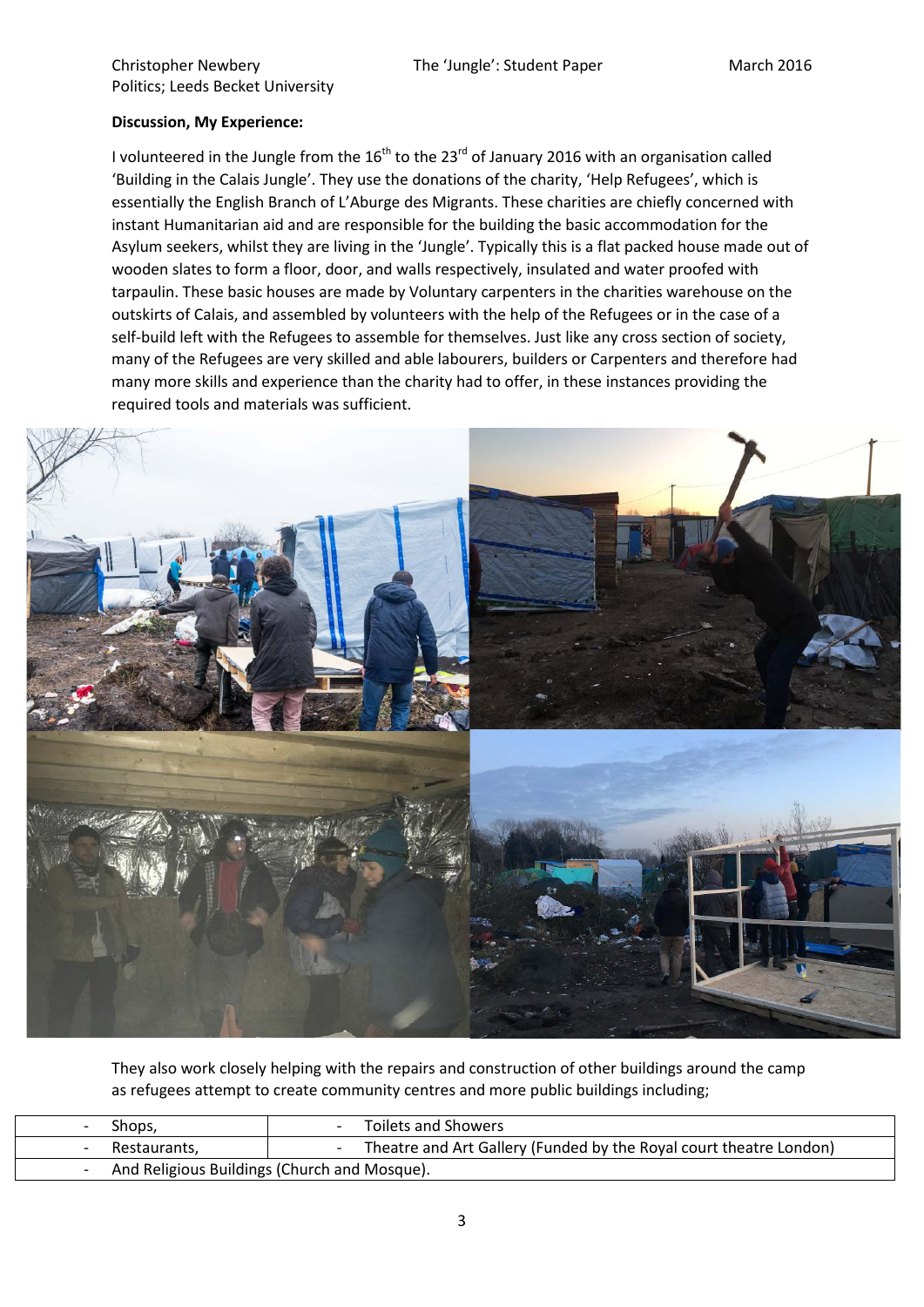**Discussion, My Experience:**

I volunteered in the Jungle from the 16th to the 23rd of January 2016 with an organisation called 'Building in the Calais Jungle'. They use the donations of the charity, 'Help Refugees', which is essentially the English Branch of L'Aburge des Migrants. These charities are chiefly concerned with instant Humanitarian aid and are responsible for the building the basic accommodation for the Asylum seekers, whilst they are living in the 'Jungle'. Typically this is a flat packed house made out of wooden slates to form a floor, door, and walls respectively, insulated and water proofed with tarpaulin. These basic houses are made by Voluntary carpenters in the charities warehouse on the outskirts of Calais, and assembled by volunteers with the help of the Refugees or in the case of a self-build left with the Refugees to assemble for themselves. Just like any cross section of society, many of the Refugees are very skilled and able labourers, builders or Carpenters and therefore had many more skills and experience than the charity had to offer, in these instances providing the required tools and materials was sufficient.

They also work closely helping with the repairs and construction of other buildings around the camp as refugees attempt to create community centres and more public buildings including;

| - Shops, | - Toilets and Showers |
|---|---|
| - Restaurants, | - Theatre and Art Gallery (Funded by the Royal court theatre London) |
| - And Religious Buildings (Church and Mosque). | |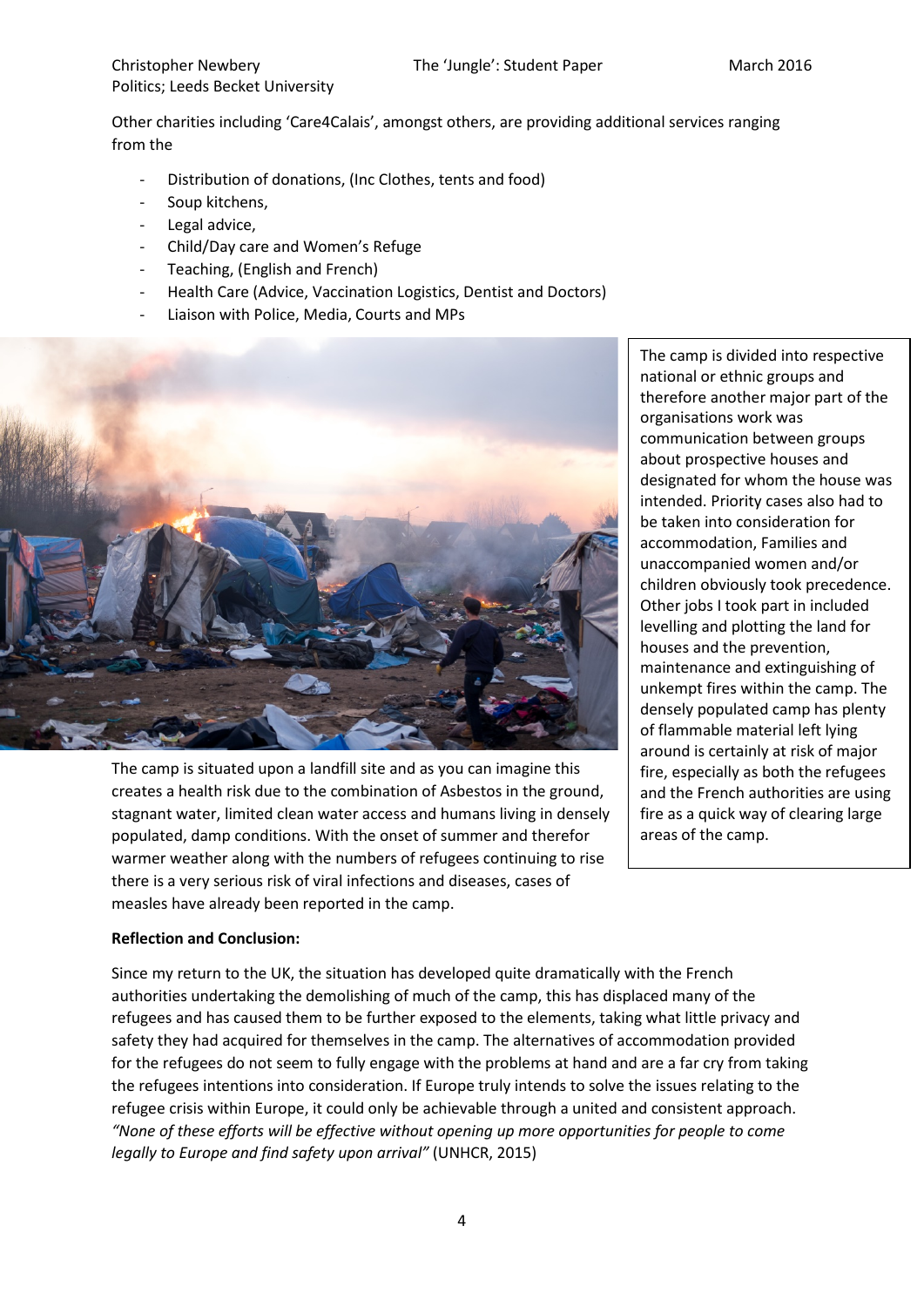Other charities including 'Care4Calais', amongst others, are providing additional services ranging from the

- Distribution of donations, (Inc Clothes, tents and food)
- Soup kitchens,
- Legal advice,
- Child/Day care and Women's Refuge
- Teaching, (English and French)
- Health Care (Advice, Vaccination Logistics, Dentist and Doctors)
- Liaison with Police, Media, Courts and MPs

The camp is divided into respective national or ethnic groups and therefore another major part of the organisations work was communication between groups about prospective houses and designated for whom the house was intended. Priority cases also had to be taken into consideration for accommodation, Families and unaccompanied women and/or children obviously took precedence. Other jobs I took part in included levelling and plotting the land for houses and the prevention, maintenance and extinguishing of unkempt fires within the camp. The densely populated camp has plenty of flammable material left lying around is certainly at risk of major fire, especially as both the refugees and the French authorities are using fire as a quick way of clearing large areas of the camp.

The camp is situated upon a landfill site and as you can imagine this creates a health risk due to the combination of Asbestos in the ground, stagnant water, limited clean water access and humans living in densely populated, damp conditions. With the onset of summer and therefor warmer weather along with the numbers of refugees continuing to rise there is a very serious risk of viral infections and diseases, cases of measles have already been reported in the camp.

**Reflection and Conclusion:**

Since my return to the UK, the situation has developed quite dramatically with the French authorities undertaking the demolishing of much of the camp, this has displaced many of the refugees and has caused them to be further exposed to the elements, taking what little privacy and safety they had acquired for themselves in the camp. The alternatives of accommodation provided for the refugees do not seem to fully engage with the problems at hand and are a far cry from taking the refugees intentions into consideration. If Europe truly intends to solve the issues relating to the refugee crisis within Europe, it could only be achievable through a united and consistent approach. *"None of these efforts will be effective without opening up more opportunities for people to come legally to Europe and find safety upon arrival"* (UNHCR, 2015)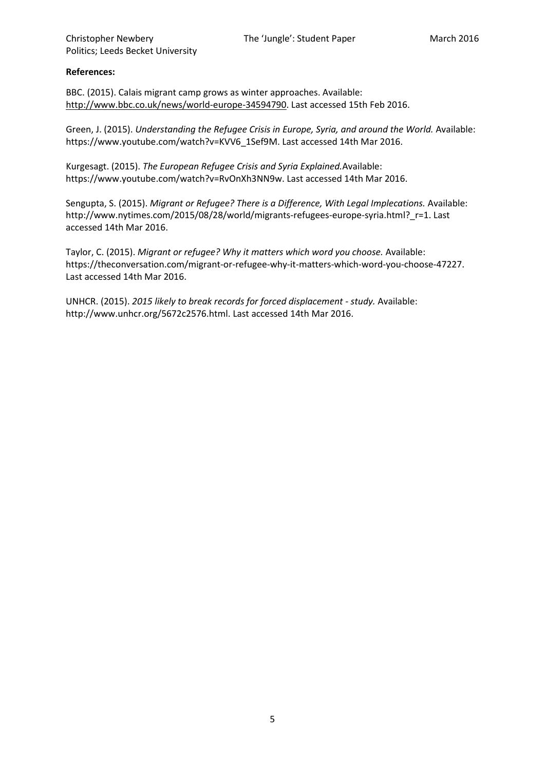**References:**

BBC. (2015). Calais migrant camp grows as winter approaches. Available: http://www.bbc.co.uk/news/world-europe-34594790. Last accessed 15th Feb 2016.

Green, J. (2015). *Understanding the Refugee Crisis in Europe, Syria, and around the World.* Available: https://www.youtube.com/watch?v=KVV6_1Sef9M. Last accessed 14th Mar 2016.

Kurgesagt. (2015). *The European Refugee Crisis and Syria Explained.*Available: https://www.youtube.com/watch?v=RvOnXh3NN9w. Last accessed 14th Mar 2016.

Sengupta, S. (2015). *Migrant or Refugee? There is a Difference, With Legal Implecations.* Available: http://www.nytimes.com/2015/08/28/world/migrants-refugees-europe-syria.html?_r=1. Last accessed 14th Mar 2016.

Taylor, C. (2015). *Migrant or refugee? Why it matters which word you choose.* Available: https://theconversation.com/migrant-or-refugee-why-it-matters-which-word-you-choose-47227. Last accessed 14th Mar 2016.

UNHCR. (2015). *2015 likely to break records for forced displacement - study.* Available: http://www.unhcr.org/5672c2576.html. Last accessed 14th Mar 2016.